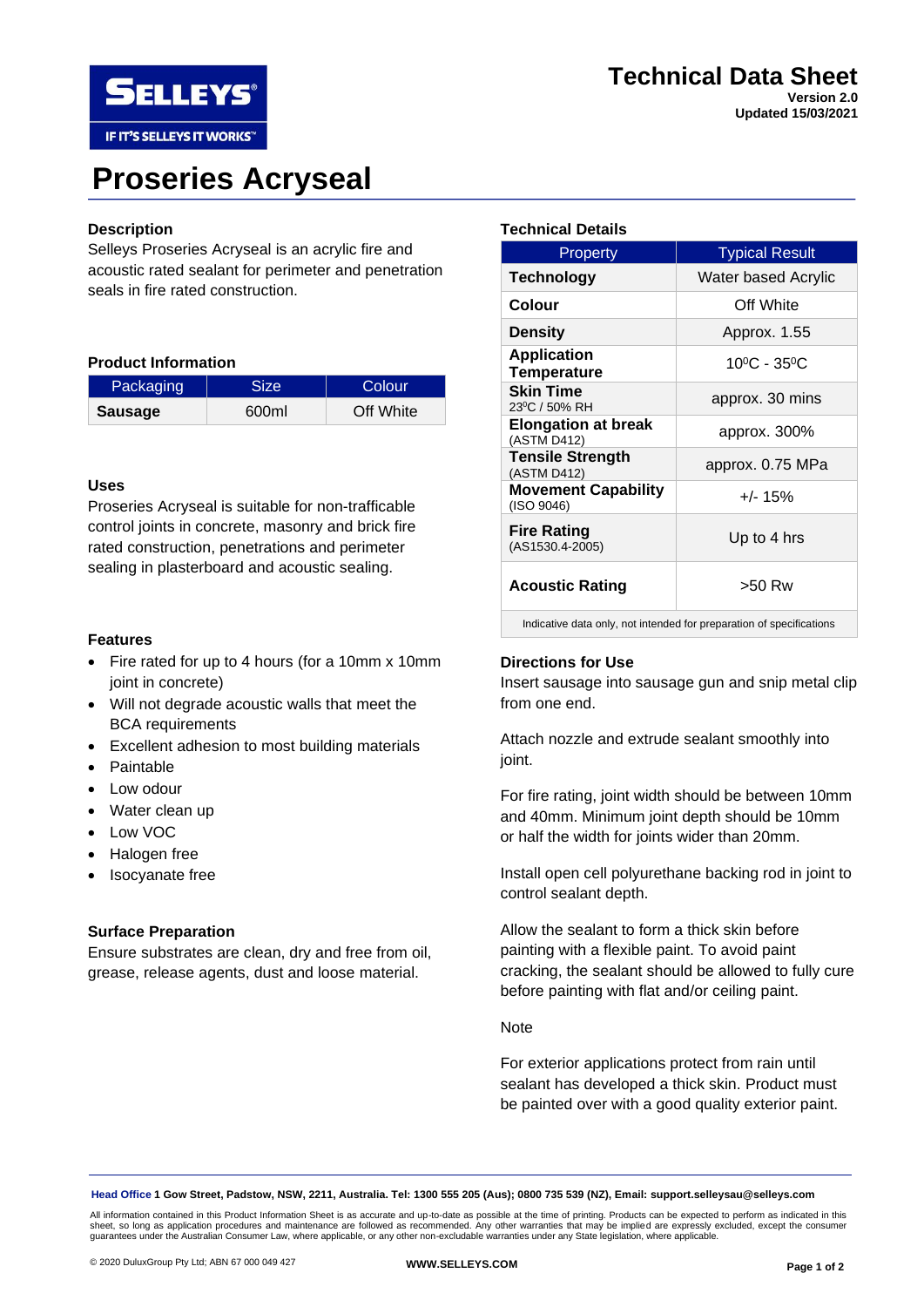# Technical Data Sheet

**Version 2.0**
**Updated 15/03/2021**

# Proseries Acryseal

## Description

Selleys Proseries Acryseal is an acrylic fire and acoustic rated sealant for perimeter and penetration seals in fire rated construction.

## Product Information

| Packaging | Size | Colour |
|---|---|---|
| **Sausage** | 600ml | Off White |

## Uses

Proseries Acryseal is suitable for non-trafficable control joints in concrete, masonry and brick fire rated construction, penetrations and perimeter sealing in plasterboard and acoustic sealing.

## Features

- Fire rated for up to 4 hours (for a 10mm x 10mm joint in concrete)
- Will not degrade acoustic walls that meet the BCA requirements
- Excellent adhesion to most building materials
- Paintable
- Low odour
- Water clean up
- Low VOC
- Halogen free
- Isocyanate free

## Surface Preparation

Ensure substrates are clean, dry and free from oil, grease, release agents, dust and loose material.

## Technical Details

| Property | Typical Result |
|---|---|
| **Technology** | Water based Acrylic |
| **Colour** | Off White |
| **Density** | Approx. 1.55 |
| **Application Temperature** | 10⁰C - 35⁰C |
| **Skin Time** 23⁰C / 50% RH | approx. 30 mins |
| **Elongation at break** (ASTM D412) | approx. 300% |
| **Tensile Strength** (ASTM D412) | approx. 0.75 MPa |
| **Movement Capability** (ISO 9046) | +/- 15% |
| **Fire Rating** (AS1530.4-2005) | Up to 4 hrs |
| **Acoustic Rating** | >50 Rw |

Indicative data only, not intended for preparation of specifications

## Directions for Use

Insert sausage into sausage gun and snip metal clip from one end.

Attach nozzle and extrude sealant smoothly into joint.

For fire rating, joint width should be between 10mm and 40mm. Minimum joint depth should be 10mm or half the width for joints wider than 20mm.

Install open cell polyurethane backing rod in joint to control sealant depth.

Allow the sealant to form a thick skin before painting with a flexible paint. To avoid paint cracking, the sealant should be allowed to fully cure before painting with flat and/or ceiling paint.

Note

For exterior applications protect from rain until sealant has developed a thick skin. Product must be painted over with a good quality exterior paint.

---

**Head Office 1 Gow Street, Padstow, NSW, 2211, Australia. Tel: 1300 555 205 (Aus); 0800 735 539 (NZ), Email: support.selleysau@selleys.com**

All information contained in this Product Information Sheet is as accurate and up-to-date as possible at the time of printing. Products can be expected to perform as indicated in this sheet, so long as application procedures and maintenance are followed as recommended. Any other warranties that may be implied are expressly excluded, except the consumer guarantees under the Australian Consumer Law, where applicable, or any other non-excludable warranties under any State legislation, where applicable.

© 2020 DuluxGroup Pty Ltd; ABN 67 000 049 427

**WWW.SELLEYS.COM**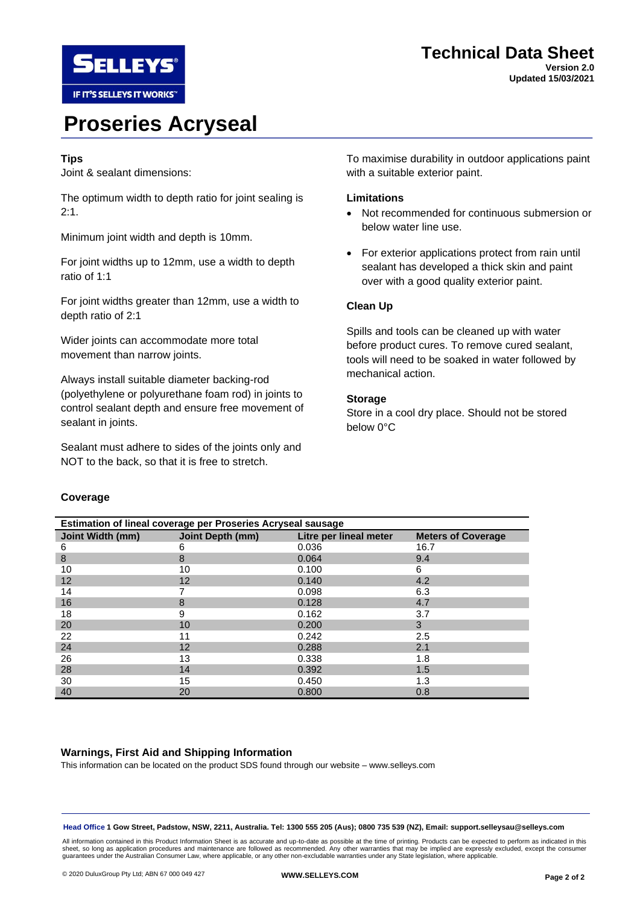# Proseries Acryseal

### Tips

Joint & sealant dimensions:

The optimum width to depth ratio for joint sealing is 2:1.

Minimum joint width and depth is 10mm.

For joint widths up to 12mm, use a width to depth ratio of 1:1

For joint widths greater than 12mm, use a width to depth ratio of 2:1

Wider joints can accommodate more total movement than narrow joints.

Always install suitable diameter backing-rod (polyethylene or polyurethane foam rod) in joints to control sealant depth and ensure free movement of sealant in joints.

Sealant must adhere to sides of the joints only and NOT to the back, so that it is free to stretch.

To maximise durability in outdoor applications paint with a suitable exterior paint.

### Limitations

- Not recommended for continuous submersion or below water line use.
- For exterior applications protect from rain until sealant has developed a thick skin and paint over with a good quality exterior paint.

### Clean Up

Spills and tools can be cleaned up with water before product cures. To remove cured sealant, tools will need to be soaked in water followed by mechanical action.

### Storage

Store in a cool dry place. Should not be stored below 0°C

### Coverage

**Estimation of lineal coverage per Proseries Acryseal sausage**

| Joint Width (mm) | Joint Depth (mm) | Litre per lineal meter | Meters of Coverage |
|---|---|---|---|
| 6 | 6 | 0.036 | 16.7 |
| 8 | 8 | 0.064 | 9.4 |
| 10 | 10 | 0.100 | 6 |
| 12 | 12 | 0.140 | 4.2 |
| 14 | 7 | 0.098 | 6.3 |
| 16 | 8 | 0.128 | 4.7 |
| 18 | 9 | 0.162 | 3.7 |
| 20 | 10 | 0.200 | 3 |
| 22 | 11 | 0.242 | 2.5 |
| 24 | 12 | 0.288 | 2.1 |
| 26 | 13 | 0.338 | 1.8 |
| 28 | 14 | 0.392 | 1.5 |
| 30 | 15 | 0.450 | 1.3 |
| 40 | 20 | 0.800 | 0.8 |

### Warnings, First Aid and Shipping Information

This information can be located on the product SDS found through our website – www.selleys.com

**Head Office 1 Gow Street, Padstow, NSW, 2211, Australia. Tel: 1300 555 205 (Aus); 0800 735 539 (NZ), Email: support.selleysau@selleys.com**

All information contained in this Product Information Sheet is as accurate and up-to-date as possible at the time of printing. Products can be expected to perform as indicated in this sheet, so long as application procedures and maintenance are followed as recommended. Any other warranties that may be implied are expressly excluded, except the consumer guarantees under the Australian Consumer Law, where applicable, or any other non-excludable warranties under any State legislation, where applicable.

© 2020 DuluxGroup Pty Ltd; ABN 67 000 049 427

**WWW.SELLEYS.COM**